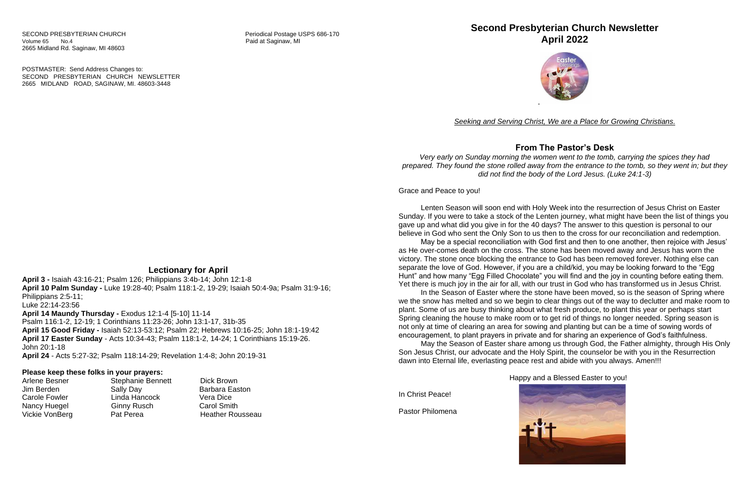SECOND PRESBYTERIAN CHURCH
Volume 65 No.4
2665 Midland Rd. Saginaw, MI 48603

Periodical Postage USPS 686-170
Paid at Saginaw, MI

POSTMASTER: Send Address Changes to:
SECOND PRESBYTERIAN CHURCH NEWSLETTER
2665 MIDLAND ROAD, SAGINAW, MI. 48603-3448

## Lectionary for April

**April 3 -** Isaiah 43:16-21; Psalm 126; Philippians 3:4b-14; John 12:1-8
**April 10 Palm Sunday -** Luke 19:28-40; Psalm 118:1-2, 19-29; Isaiah 50:4-9a; Psalm 31:9-16; Philippians 2:5-11;
Luke 22:14-23:56
**April 14 Maundy Thursday -** Exodus 12:1-4 [5-10] 11-14
Psalm 116:1-2, 12-19; 1 Corinthians 11:23-26; John 13:1-17, 31b-35
**April 15 Good Friday -** Isaiah 52:13-53:12; Psalm 22; Hebrews 10:16-25; John 18:1-19:42
**April 17 Easter Sunday** - Acts 10:34-43; Psalm 118:1-2, 14-24; 1 Corinthians 15:19-26.
John 20:1-18
**April 24** - Acts 5:27-32; Psalm 118:14-29; Revelation 1:4-8; John 20:19-31

**Please keep these folks in your prayers:**

| | | |
|---|---|---|
| Arlene Besner | Stephanie Bennett | Dick Brown |
| Jim Berden | Sally Day | Barbara Easton |
| Carole Fowler | Linda Hancock | Vera Dice |
| Nancy Huegel | Ginny Rusch | Carol Smith |
| Vickie VonBerg | Pat Perea | Heather Rousseau |

# Second Presbyterian Church Newsletter
# April 2022

*Seeking and Serving Christ, We are a Place for Growing Christians.*

## From The Pastor's Desk

*Very early on Sunday morning the women went to the tomb, carrying the spices they had prepared. They found the stone rolled away from the entrance to the tomb, so they went in; but they did not find the body of the Lord Jesus. (Luke 24:1-3)*

Grace and Peace to you!

Lenten Season will soon end with Holy Week into the resurrection of Jesus Christ on Easter Sunday. If you were to take a stock of the Lenten journey, what might have been the list of things you gave up and what did you give in for the 40 days? The answer to this question is personal to our believe in God who sent the Only Son to us then to the cross for our reconciliation and redemption.

May be a special reconciliation with God first and then to one another, then rejoice with Jesus' as He over-comes death on the cross. The stone has been moved away and Jesus has worn the victory. The stone once blocking the entrance to God has been removed forever. Nothing else can separate the love of God. However, if you are a child/kid, you may be looking forward to the "Egg Hunt" and how many "Egg Filled Chocolate" you will find and the joy in counting before eating them. Yet there is much joy in the air for all, with our trust in God who has transformed us in Jesus Christ.

In the Season of Easter where the stone have been moved, so is the season of Spring where we the snow has melted and so we begin to clear things out of the way to declutter and make room to plant. Some of us are busy thinking about what fresh produce, to plant this year or perhaps start Spring cleaning the house to make room or to get rid of things no longer needed. Spring season is not only at time of clearing an area for sowing and planting but can be a time of sowing words of encouragement, to plant prayers in private and for sharing an experience of God's faithfulness.

May the Season of Easter share among us through God, the Father almighty, through His Only Son Jesus Christ, our advocate and the Holy Spirit, the counselor be with you in the Resurrection dawn into Eternal life, everlasting peace rest and abide with you always. Amen!!!

Happy and a Blessed Easter to you!

In Christ Peace!

Pastor Philomena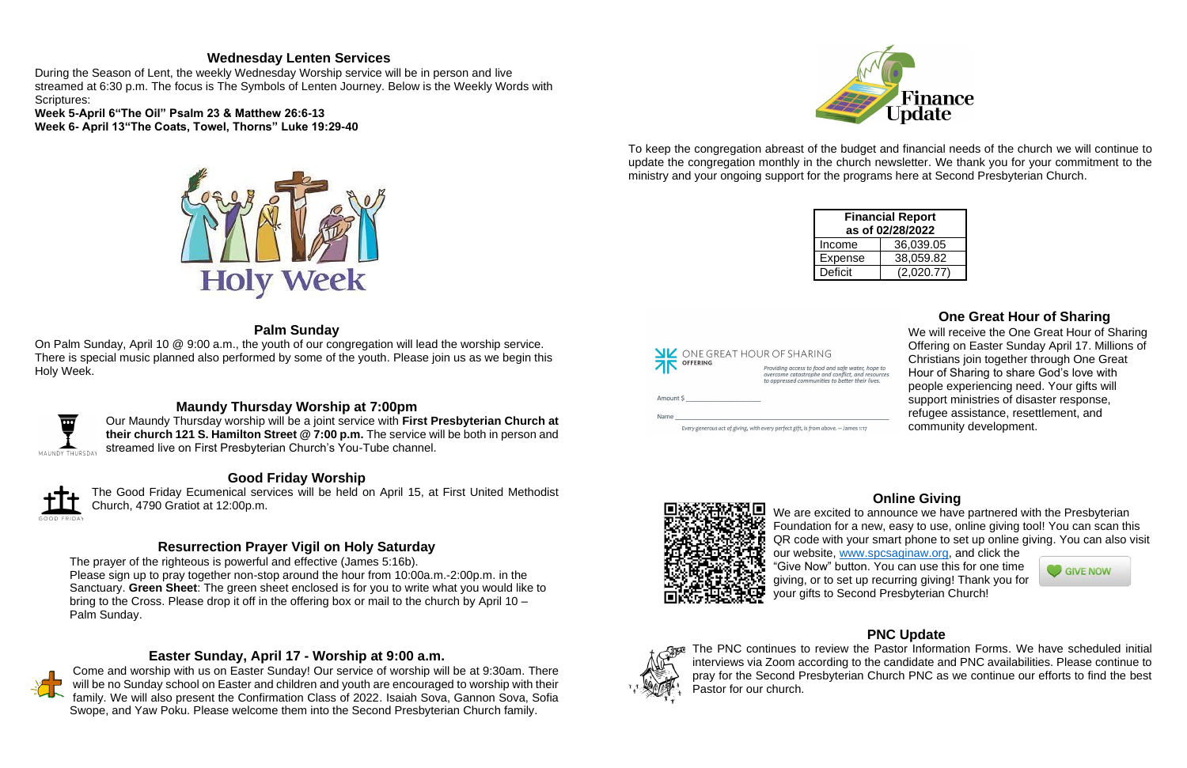## Wednesday Lenten Services

During the Season of Lent, the weekly Wednesday Worship service will be in person and live streamed at 6:30 p.m. The focus is The Symbols of Lenten Journey. Below is the Weekly Words with Scriptures:

**Week 5-April 6"The Oil" Psalm 23 & Matthew 26:6-13**
**Week 6- April 13"The Coats, Towel, Thorns" Luke 19:29-40**

Holy Week

## Palm Sunday

On Palm Sunday, April 10 @ 9:00 a.m., the youth of our congregation will lead the worship service. There is special music planned also performed by some of the youth. Please join us as we begin this Holy Week.

## Maundy Thursday Worship at 7:00pm

Our Maundy Thursday worship will be a joint service with **First Presbyterian Church at their church 121 S. Hamilton Street @ 7:00 p.m.** The service will be both in person and streamed live on First Presbyterian Church's You-Tube channel.

## Good Friday Worship

The Good Friday Ecumenical services will be held on April 15, at First United Methodist Church, 4790 Gratiot at 12:00p.m.

## Resurrection Prayer Vigil on Holy Saturday

The prayer of the righteous is powerful and effective (James 5:16b).
Please sign up to pray together non-stop around the hour from 10:00a.m.-2:00p.m. in the Sanctuary. **Green Sheet**: The green sheet enclosed is for you to write what you would like to bring to the Cross. Please drop it off in the offering box or mail to the church by April 10 – Palm Sunday.

## Easter Sunday, April 17 - Worship at 9:00 a.m.

Come and worship with us on Easter Sunday! Our service of worship will be at 9:30am. There will be no Sunday school on Easter and children and youth are encouraged to worship with their family. We will also present the Confirmation Class of 2022. Isaiah Sova, Gannon Sova, Sofia Swope, and Yaw Poku. Please welcome them into the Second Presbyterian Church family.

## Finance Update

To keep the congregation abreast of the budget and financial needs of the church we will continue to update the congregation monthly in the church newsletter. We thank you for your commitment to the ministry and your ongoing support for the programs here at Second Presbyterian Church.

| Financial Report as of 02/28/2022 | |
|---|---|
| Income | 36,039.05 |
| Expense | 38,059.82 |
| Deficit | (2,020.77) |

## One Great Hour of Sharing

ONE GREAT HOUR OF SHARING OFFERING

*Providing access to food and safe water, hope to overcome catastrophe and conflict, and resources to oppressed communities to better their lives.*

Amount $ ____________

Name ____________

*Every generous act of giving, with every perfect gift, is from above. — James 1:17*

We will receive the One Great Hour of Sharing Offering on Easter Sunday April 17. Millions of Christians join together through One Great Hour of Sharing to share God's love with people experiencing need. Your gifts will support ministries of disaster response, refugee assistance, resettlement, and community development.

## Online Giving

We are excited to announce we have partnered with the Presbyterian Foundation for a new, easy to use, online giving tool! You can scan this QR code with your smart phone to set up online giving. You can also visit our website, www.spcsaginaw.org, and click the "Give Now" button. You can use this for one time giving, or to set up recurring giving! Thank you for your gifts to Second Presbyterian Church!

GIVE NOW

## PNC Update

The PNC continues to review the Pastor Information Forms. We have scheduled initial interviews via Zoom according to the candidate and PNC availabilities. Please continue to pray for the Second Presbyterian Church PNC as we continue our efforts to find the best Pastor for our church.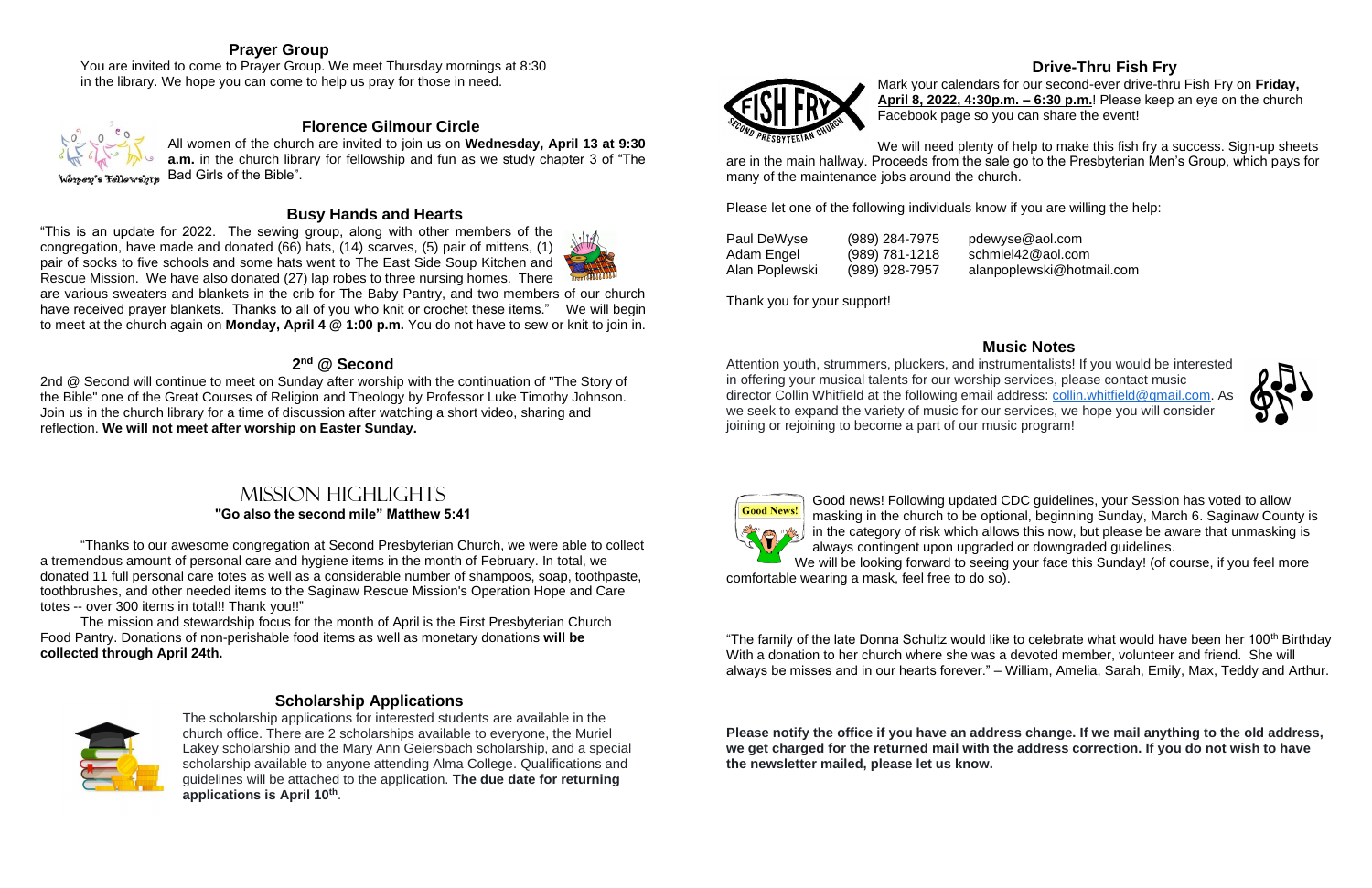## Prayer Group

You are invited to come to Prayer Group. We meet Thursday mornings at 8:30 in the library. We hope you can come to help us pray for those in need.

## Florence Gilmour Circle

All women of the church are invited to join us on **Wednesday, April 13 at 9:30 a.m.** in the church library for fellowship and fun as we study chapter 3 of "The Bad Girls of the Bible".

## Busy Hands and Hearts

"This is an update for 2022. The sewing group, along with other members of the congregation, have made and donated (66) hats, (14) scarves, (5) pair of mittens, (1) pair of socks to five schools and some hats went to The East Side Soup Kitchen and Rescue Mission. We have also donated (27) lap robes to three nursing homes. There are various sweaters and blankets in the crib for The Baby Pantry, and two members of our church have received prayer blankets. Thanks to all of you who knit or crochet these items." We will begin to meet at the church again on **Monday, April 4 @ 1:00 p.m.** You do not have to sew or knit to join in.

## 2nd @ Second

2nd @ Second will continue to meet on Sunday after worship with the continuation of "The Story of the Bible" one of the Great Courses of Religion and Theology by Professor Luke Timothy Johnson. Join us in the church library for a time of discussion after watching a short video, sharing and reflection. **We will not meet after worship on Easter Sunday.**

## Mission Highlights

**"Go also the second mile" Matthew 5:41**

"Thanks to our awesome congregation at Second Presbyterian Church, we were able to collect a tremendous amount of personal care and hygiene items in the month of February. In total, we donated 11 full personal care totes as well as a considerable number of shampoos, soap, toothpaste, toothbrushes, and other needed items to the Saginaw Rescue Mission's Operation Hope and Care totes -- over 300 items in total!! Thank you!!"

The mission and stewardship focus for the month of April is the First Presbyterian Church Food Pantry. Donations of non-perishable food items as well as monetary donations **will be collected through April 24th.**

## Scholarship Applications

The scholarship applications for interested students are available in the church office. There are 2 scholarships available to everyone, the Muriel Lakey scholarship and the Mary Ann Geiersbach scholarship, and a special scholarship available to anyone attending Alma College. Qualifications and guidelines will be attached to the application. **The due date for returning applications is April 10th**.

## Drive-Thru Fish Fry

Mark your calendars for our second-ever drive-thru Fish Fry on **Friday, April 8, 2022, 4:30p.m. – 6:30 p.m.**! Please keep an eye on the church Facebook page so you can share the event!

We will need plenty of help to make this fish fry a success. Sign-up sheets are in the main hallway. Proceeds from the sale go to the Presbyterian Men's Group, which pays for many of the maintenance jobs around the church.

Please let one of the following individuals know if you are willing the help:

| | | |
|---|---|---|
| Paul DeWyse | (989) 284-7975 | pdewyse@aol.com |
| Adam Engel | (989) 781-1218 | schmiel42@aol.com |
| Alan Poplewski | (989) 928-7957 | alanpoplewski@hotmail.com |

Thank you for your support!

## Music Notes

Attention youth, strummers, pluckers, and instrumentalists! If you would be interested in offering your musical talents for our worship services, please contact music director Collin Whitfield at the following email address: collin.whitfield@gmail.com. As we seek to expand the variety of music for our services, we hope you will consider joining or rejoining to become a part of our music program!

Good news! Following updated CDC guidelines, your Session has voted to allow masking in the church to be optional, beginning Sunday, March 6. Saginaw County is in the category of risk which allows this now, but please be aware that unmasking is always contingent upon upgraded or downgraded guidelines.

We will be looking forward to seeing your face this Sunday! (of course, if you feel more comfortable wearing a mask, feel free to do so).

"The family of the late Donna Schultz would like to celebrate what would have been her 100th Birthday With a donation to her church where she was a devoted member, volunteer and friend. She will always be misses and in our hearts forever." – William, Amelia, Sarah, Emily, Max, Teddy and Arthur.

**Please notify the office if you have an address change. If we mail anything to the old address, we get charged for the returned mail with the address correction. If you do not wish to have the newsletter mailed, please let us know.**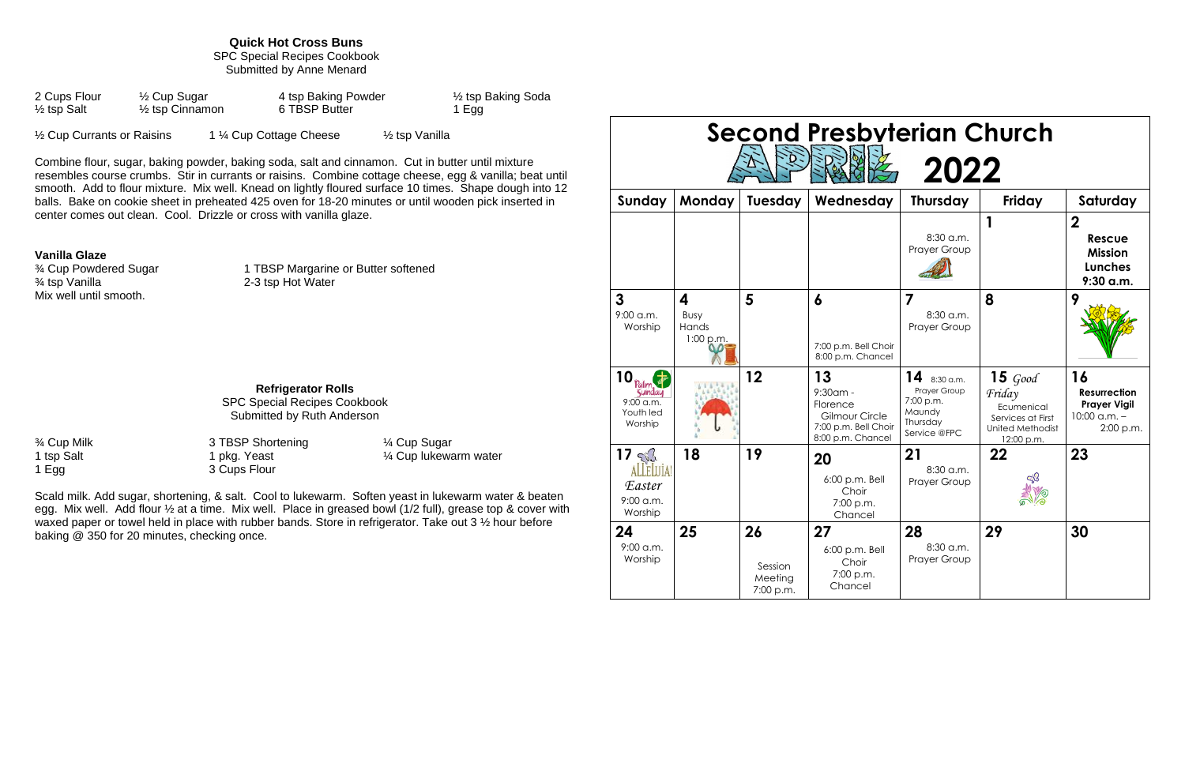**Quick Hot Cross Buns**
SPC Special Recipes Cookbook
Submitted by Anne Menard

| | | | |
|---|---|---|---|
| 2 Cups Flour | ½ Cup Sugar | 4 tsp Baking Powder | ½ tsp Baking Soda |
| ½ tsp Salt | ½ tsp Cinnamon | 6 TBSP Butter | 1 Egg |
| ½ Cup Currants or Raisins | 1 ¼ Cup Cottage Cheese | ½ tsp Vanilla | |

Combine flour, sugar, baking powder, baking soda, salt and cinnamon. Cut in butter until mixture resembles course crumbs. Stir in currants or raisins. Combine cottage cheese, egg & vanilla; beat until smooth. Add to flour mixture. Mix well. Knead on lightly floured surface 10 times. Shape dough into 12 balls. Bake on cookie sheet in preheated 425 oven for 18-20 minutes or until wooden pick inserted in center comes out clean. Cool. Drizzle or cross with vanilla glaze.

**Vanilla Glaze**

| | |
|---|---|
| ¾ Cup Powdered Sugar | 1 TBSP Margarine or Butter softened |
| ¾ tsp Vanilla | 2-3 tsp Hot Water |

Mix well until smooth.

**Refrigerator Rolls**
SPC Special Recipes Cookbook
Submitted by Ruth Anderson

| | | |
|---|---|---|
| ¾ Cup Milk | 3 TBSP Shortening | ¼ Cup Sugar |
| 1 tsp Salt | 1 pkg. Yeast | ¼ Cup lukewarm water |
| 1 Egg | 3 Cups Flour | |

Scald milk. Add sugar, shortening, & salt. Cool to lukewarm. Soften yeast in lukewarm water & beaten egg. Mix well. Add flour ½ at a time. Mix well. Place in greased bowl (1/2 full), grease top & cover with waxed paper or towel held in place with rubber bands. Store in refrigerator. Take out 3 ½ hour before baking @ 350 for 20 minutes, checking once.

# Second Presbyterian Church
## APRIL 2022

| Sunday | Monday | Tuesday | Wednesday | Thursday | Friday | Saturday |
|---|---|---|---|---|---|---|
| | | | | 8:30 a.m. Prayer Group | 1 | 2 **Rescue Mission Lunches 9:30 a.m.** |
| 3 9:00 a.m. Worship | 4 Busy Hands 1:00 p.m. | 5 | 6 7:00 p.m. Bell Choir 8:00 p.m. Chancel | 7 8:30 a.m. Prayer Group | 8 | 9 |
| 10 Palm Sunday 9:00 a.m. Youth led Worship | | 12 | 13 9:30am - Florence Gilmour Circle 7:00 p.m. Bell Choir 8:00 p.m. Chancel | 14 8:30 a.m. Prayer Group 7:00 p.m. Maundy Thursday Service @FPC | 15 *Good Friday* Ecumenical Services at First United Methodist 12:00 p.m. | 16 **Resurrection Prayer Vigil** 10:00 a.m. – 2:00 p.m. |
| 17 ALLELUIA! *Easter* 9:00 a.m. Worship | 18 | 19 | 20 6:00 p.m. Bell Choir 7:00 p.m. Chancel | 21 8:30 a.m. Prayer Group | 22 | 23 |
| 24 9:00 a.m. Worship | 25 | 26 Session Meeting 7:00 p.m. | 27 6:00 p.m. Bell Choir 7:00 p.m. Chancel | 28 8:30 a.m. Prayer Group | 29 | 30 |